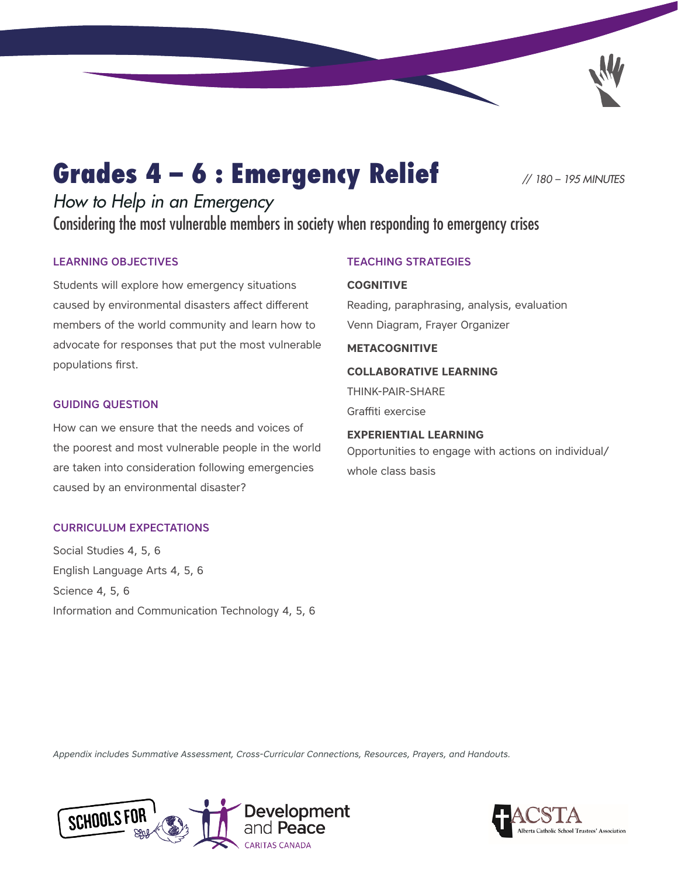# Grades 4 – 6 : Emergency Relief

*// 180 – 195 MINUTES*

*How to Help in an Emergency*

Considering the most vulnerable members in society when responding to emergency crises

### LEARNING OBJECTIVES

Students will explore how emergency situations caused by environmental disasters affect different members of the world community and learn how to advocate for responses that put the most vulnerable populations first.

### GUIDING QUESTION

How can we ensure that the needs and voices of the poorest and most vulnerable people in the world are taken into consideration following emergencies caused by an environmental disaster?

### CURRICULUM EXPECTATIONS

Social Studies 4, 5, 6

English Language Arts 4, 5, 6

Science 4, 5, 6

Information and Communication Technology 4, 5, 6

### TEACHING STRATEGIES

**COGNITIVE**

Reading, paraphrasing, analysis, evaluation

Venn Diagram, Frayer Organizer

**METACOGNITIVE**

**COLLABORATIVE LEARNING**

THINK-PAIR-SHARE

Graffiti exercise

**EXPERIENTIAL LEARNING**

Opportunities to engage with actions on individual/whole class basis

*Appendix includes Summative Assessment, Cross-Curricular Connections, Resources, Prayers, and Handouts.*

SCHOOLS FOR Development and Peace CARITAS CANADA

ACSTA Alberta Catholic School Trustees' Association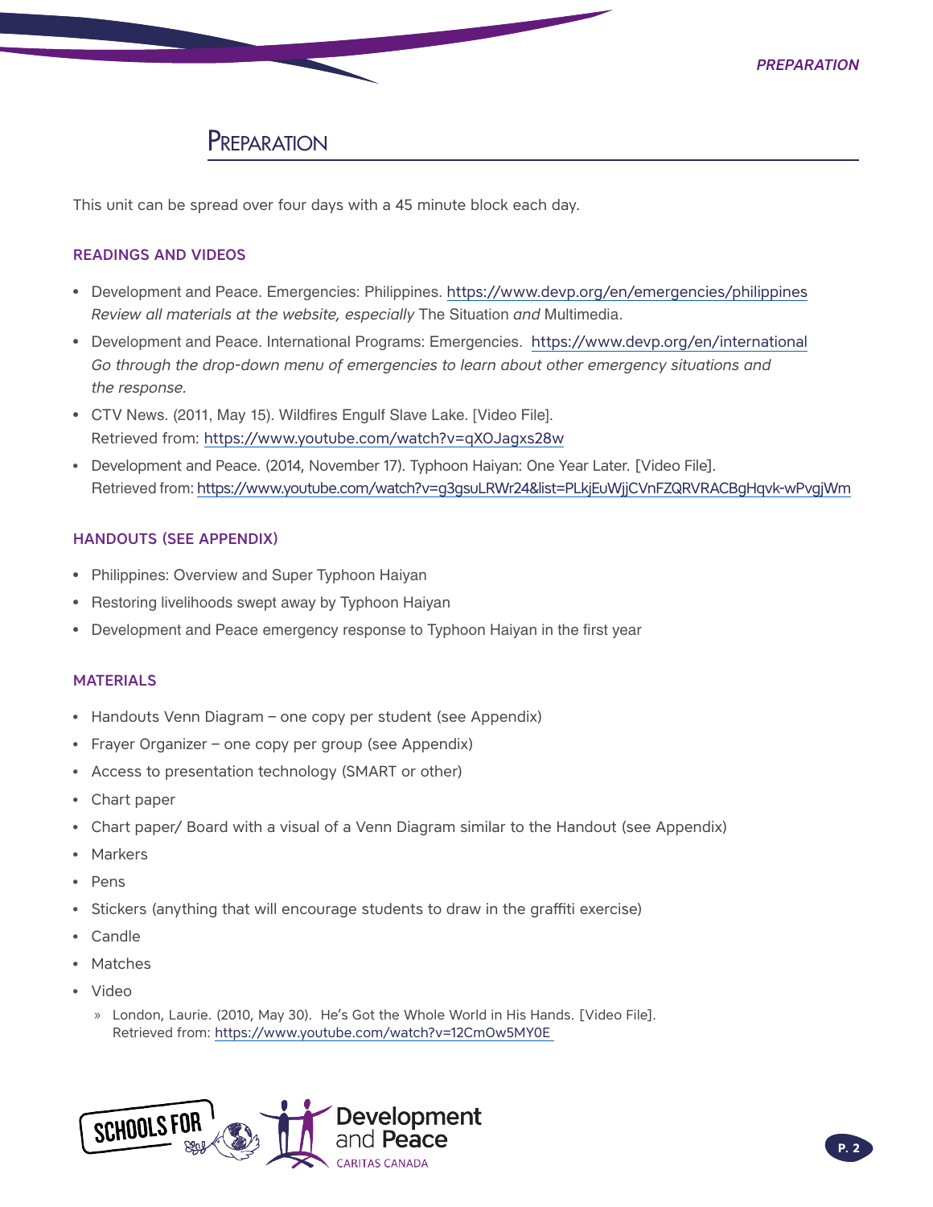# Preparation

This unit can be spread over four days with a 45 minute block each day.

## READINGS AND VIDEOS

- Development and Peace. Emergencies: Philippines. https://www.devp.org/en/emergencies/philippines
  *Review all materials at the website, especially* The Situation *and* Multimedia.
- Development and Peace. International Programs: Emergencies. https://www.devp.org/en/international
  *Go through the drop-down menu of emergencies to learn about other emergency situations and the response.*
- CTV News. (2011, May 15). Wildfires Engulf Slave Lake. [Video File].
  Retrieved from: https://www.youtube.com/watch?v=qXOJagxs28w
- Development and Peace. (2014, November 17). Typhoon Haiyan: One Year Later. [Video File].
  Retrieved from: https://www.youtube.com/watch?v=g3gsuLRWr24&list=PLkjEuWjjCVnFZQRVRACBgHqvk-wPvgjWm

## HANDOUTS (SEE APPENDIX)

- Philippines: Overview and Super Typhoon Haiyan
- Restoring livelihoods swept away by Typhoon Haiyan
- Development and Peace emergency response to Typhoon Haiyan in the first year

## MATERIALS

- Handouts Venn Diagram – one copy per student (see Appendix)
- Frayer Organizer – one copy per group (see Appendix)
- Access to presentation technology (SMART or other)
- Chart paper
- Chart paper/ Board with a visual of a Venn Diagram similar to the Handout (see Appendix)
- Markers
- Pens
- Stickers (anything that will encourage students to draw in the graffiti exercise)
- Candle
- Matches
- Video
  - London, Laurie. (2010, May 30). He's Got the Whole World in His Hands. [Video File].
    Retrieved from: https://www.youtube.com/watch?v=12CmOw5MY0E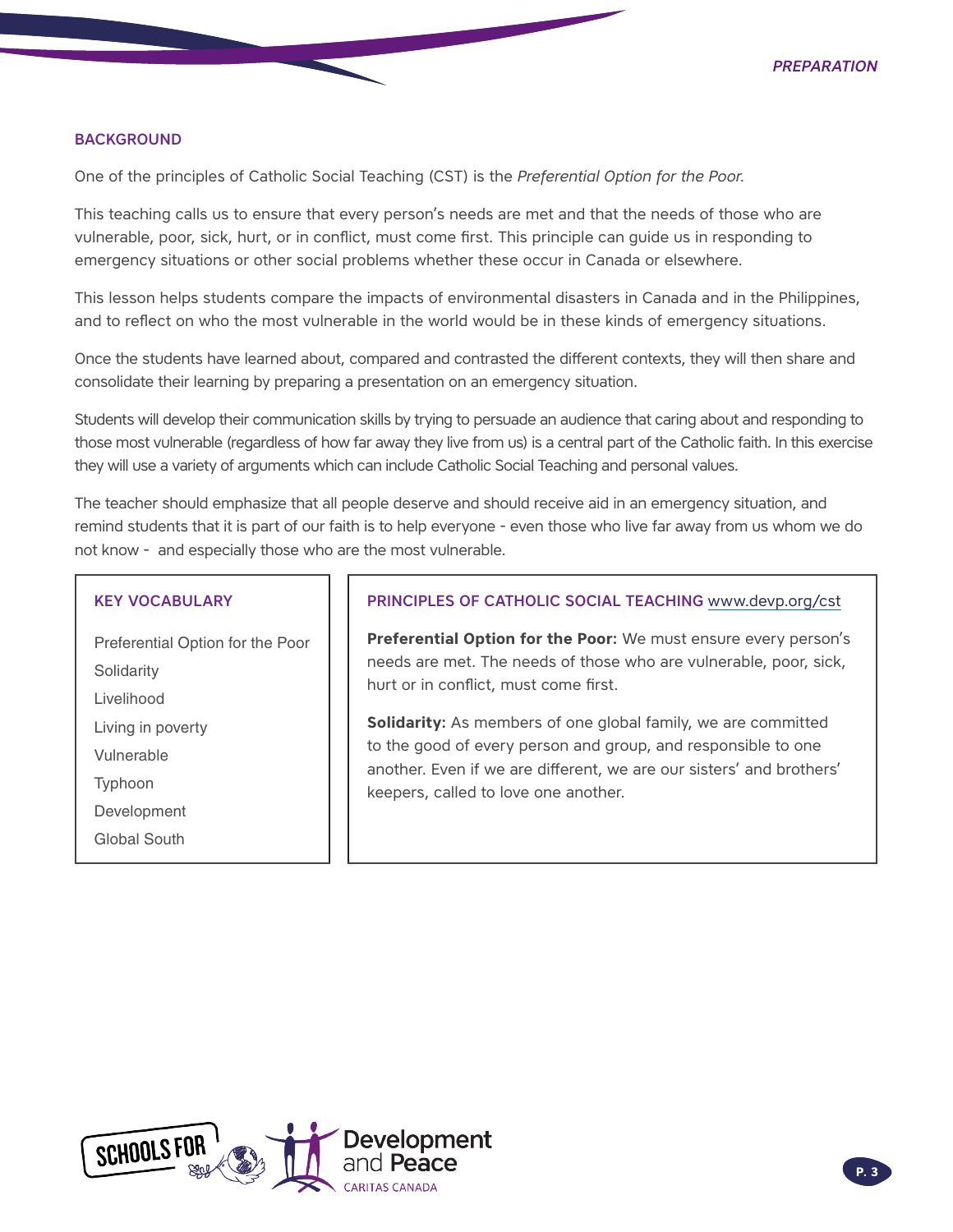## BACKGROUND

One of the principles of Catholic Social Teaching (CST) is the *Preferential Option for the Poor*.

This teaching calls us to ensure that every person's needs are met and that the needs of those who are vulnerable, poor, sick, hurt, or in conflict, must come first. This principle can guide us in responding to emergency situations or other social problems whether these occur in Canada or elsewhere.

This lesson helps students compare the impacts of environmental disasters in Canada and in the Philippines, and to reflect on who the most vulnerable in the world would be in these kinds of emergency situations.

Once the students have learned about, compared and contrasted the different contexts, they will then share and consolidate their learning by preparing a presentation on an emergency situation.

Students will develop their communication skills by trying to persuade an audience that caring about and responding to those most vulnerable (regardless of how far away they live from us) is a central part of the Catholic faith. In this exercise they will use a variety of arguments which can include Catholic Social Teaching and personal values.

The teacher should emphasize that all people deserve and should receive aid in an emergency situation, and remind students that it is part of our faith is to help everyone - even those who live far away from us whom we do not know - and especially those who are the most vulnerable.

### KEY VOCABULARY

- Preferential Option for the Poor
- Solidarity
- Livelihood
- Living in poverty
- Vulnerable
- Typhoon
- Development
- Global South

### PRINCIPLES OF CATHOLIC SOCIAL TEACHING www.devp.org/cst

**Preferential Option for the Poor:** We must ensure every person's needs are met. The needs of those who are vulnerable, poor, sick, hurt or in conflict, must come first.

**Solidarity:** As members of one global family, we are committed to the good of every person and group, and responsible to one another. Even if we are different, we are our sisters' and brothers' keepers, called to love one another.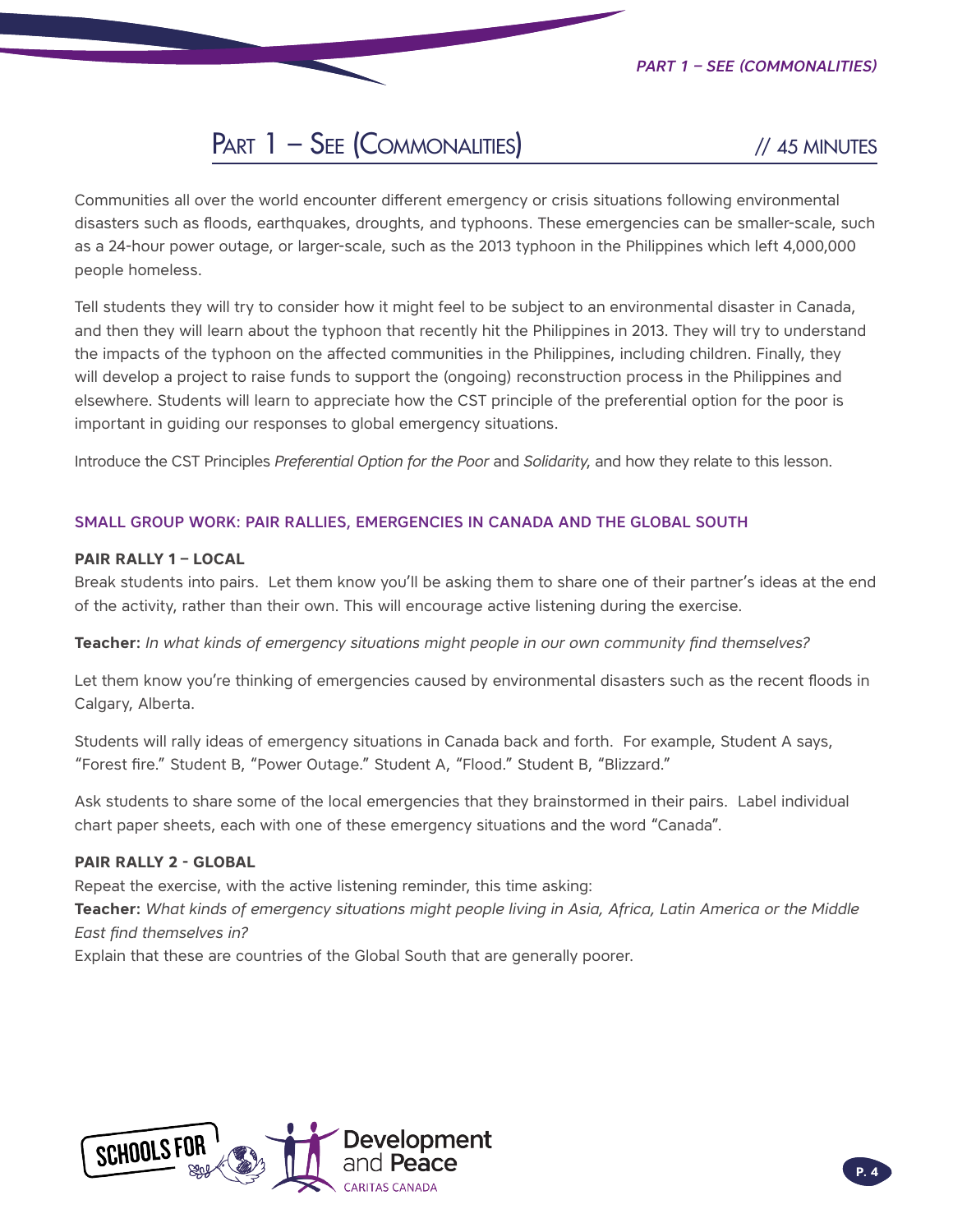## Part 1 – See (Commonalities) // 45 MINUTES

Communities all over the world encounter different emergency or crisis situations following environmental disasters such as floods, earthquakes, droughts, and typhoons. These emergencies can be smaller-scale, such as a 24-hour power outage, or larger-scale, such as the 2013 typhoon in the Philippines which left 4,000,000 people homeless.

Tell students they will try to consider how it might feel to be subject to an environmental disaster in Canada, and then they will learn about the typhoon that recently hit the Philippines in 2013. They will try to understand the impacts of the typhoon on the affected communities in the Philippines, including children. Finally, they will develop a project to raise funds to support the (ongoing) reconstruction process in the Philippines and elsewhere. Students will learn to appreciate how the CST principle of the preferential option for the poor is important in guiding our responses to global emergency situations.

Introduce the CST Principles *Preferential Option for the Poor* and *Solidarity*, and how they relate to this lesson.

### SMALL GROUP WORK: PAIR RALLIES, EMERGENCIES IN CANADA AND THE GLOBAL SOUTH

**PAIR RALLY 1 – LOCAL**

Break students into pairs. Let them know you'll be asking them to share one of their partner's ideas at the end of the activity, rather than their own. This will encourage active listening during the exercise.

**Teacher:** *In what kinds of emergency situations might people in our own community find themselves?*

Let them know you're thinking of emergencies caused by environmental disasters such as the recent floods in Calgary, Alberta.

Students will rally ideas of emergency situations in Canada back and forth. For example, Student A says, "Forest fire." Student B, "Power Outage." Student A, "Flood." Student B, "Blizzard."

Ask students to share some of the local emergencies that they brainstormed in their pairs. Label individual chart paper sheets, each with one of these emergency situations and the word "Canada".

**PAIR RALLY 2 - GLOBAL**

Repeat the exercise, with the active listening reminder, this time asking:
**Teacher:** *What kinds of emergency situations might people living in Asia, Africa, Latin America or the Middle East find themselves in?*
Explain that these are countries of the Global South that are generally poorer.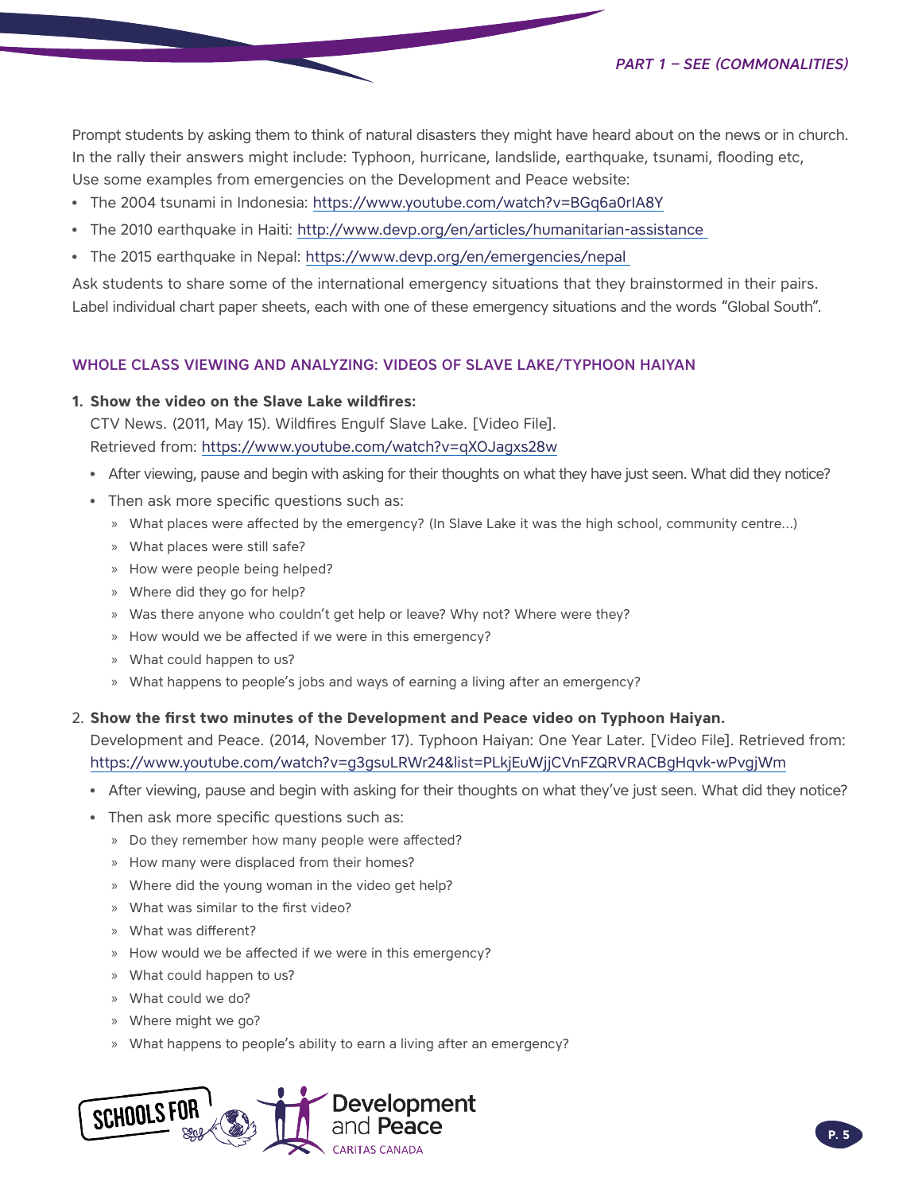Prompt students by asking them to think of natural disasters they might have heard about on the news or in church. In the rally their answers might include: Typhoon, hurricane, landslide, earthquake, tsunami, flooding etc, Use some examples from emergencies on the Development and Peace website:

- The 2004 tsunami in Indonesia: https://www.youtube.com/watch?v=BGq6a0rIA8Y
- The 2010 earthquake in Haiti: http://www.devp.org/en/articles/humanitarian-assistance
- The 2015 earthquake in Nepal: https://www.devp.org/en/emergencies/nepal

Ask students to share some of the international emergency situations that they brainstormed in their pairs. Label individual chart paper sheets, each with one of these emergency situations and the words "Global South".

### WHOLE CLASS VIEWING AND ANALYZING: VIDEOS OF SLAVE LAKE/TYPHOON HAIYAN

1. **Show the video on the Slave Lake wildfires:**
   CTV News. (2011, May 15). Wildfires Engulf Slave Lake. [Video File].
   Retrieved from: https://www.youtube.com/watch?v=qXOJagxs28w
   - After viewing, pause and begin with asking for their thoughts on what they have just seen. What did they notice?
   - Then ask more specific questions such as:
     - What places were affected by the emergency? (In Slave Lake it was the high school, community centre...)
     - What places were still safe?
     - How were people being helped?
     - Where did they go for help?
     - Was there anyone who couldn't get help or leave? Why not? Where were they?
     - How would we be affected if we were in this emergency?
     - What could happen to us?
     - What happens to people's jobs and ways of earning a living after an emergency?

2. **Show the first two minutes of the Development and Peace video on Typhoon Haiyan.**
   Development and Peace. (2014, November 17). Typhoon Haiyan: One Year Later. [Video File]. Retrieved from: https://www.youtube.com/watch?v=g3gsuLRWr24&list=PLkjEuWjjCVnFZQRVRACBgHqvk-wPvgjWm
   - After viewing, pause and begin with asking for their thoughts on what they've just seen. What did they notice?
   - Then ask more specific questions such as:
     - Do they remember how many people were affected?
     - How many were displaced from their homes?
     - Where did the young woman in the video get help?
     - What was similar to the first video?
     - What was different?
     - How would we be affected if we were in this emergency?
     - What could happen to us?
     - What could we do?
     - Where might we go?
     - What happens to people's ability to earn a living after an emergency?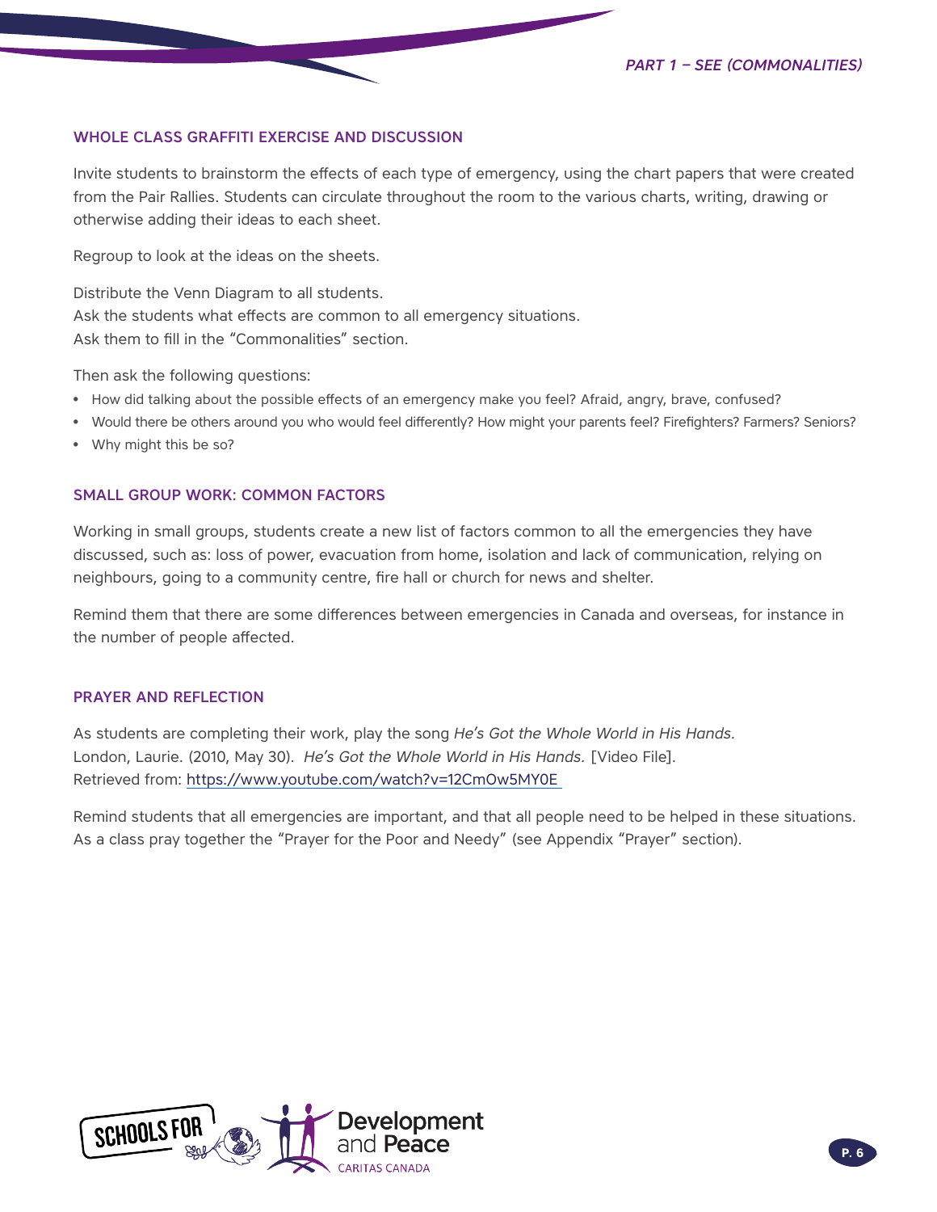## WHOLE CLASS GRAFFITI EXERCISE AND DISCUSSION

Invite students to brainstorm the effects of each type of emergency, using the chart papers that were created from the Pair Rallies. Students can circulate throughout the room to the various charts, writing, drawing or otherwise adding their ideas to each sheet.

Regroup to look at the ideas on the sheets.

Distribute the Venn Diagram to all students.
Ask the students what effects are common to all emergency situations.
Ask them to fill in the "Commonalities" section.

Then ask the following questions:

- How did talking about the possible effects of an emergency make you feel? Afraid, angry, brave, confused?
- Would there be others around you who would feel differently? How might your parents feel? Firefighters? Farmers? Seniors?
- Why might this be so?

## SMALL GROUP WORK: COMMON FACTORS

Working in small groups, students create a new list of factors common to all the emergencies they have discussed, such as: loss of power, evacuation from home, isolation and lack of communication, relying on neighbours, going to a community centre, fire hall or church for news and shelter.

Remind them that there are some differences between emergencies in Canada and overseas, for instance in the number of people affected.

## PRAYER AND REFLECTION

As students are completing their work, play the song *He's Got the Whole World in His Hands.*
London, Laurie. (2010, May 30). *He's Got the Whole World in His Hands.* [Video File].
Retrieved from: https://www.youtube.com/watch?v=12CmOw5MY0E

Remind students that all emergencies are important, and that all people need to be helped in these situations. As a class pray together the "Prayer for the Poor and Needy" (see Appendix "Prayer" section).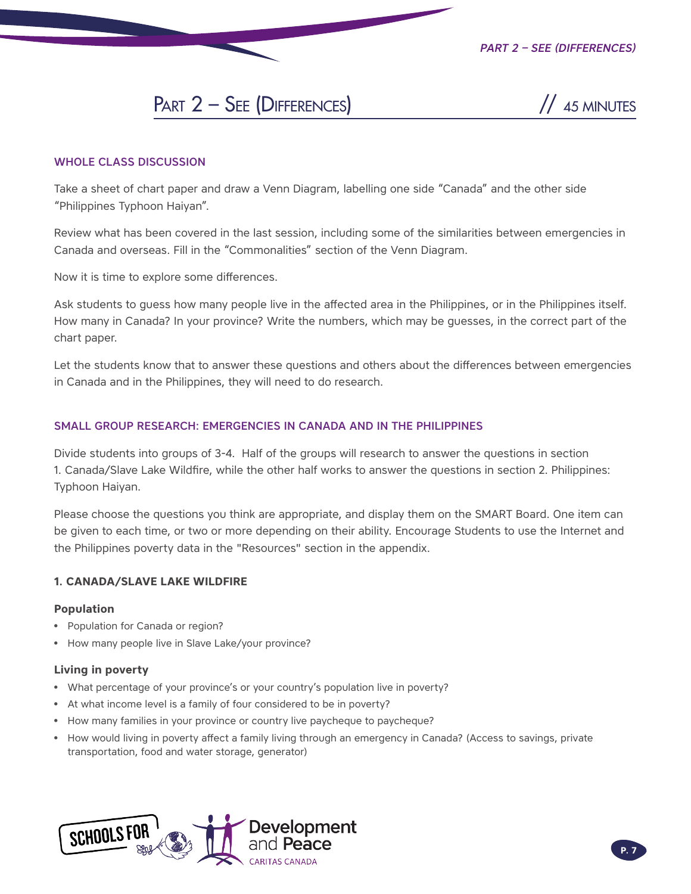# Part 2 – See (Differences) // 45 minutes

## WHOLE CLASS DISCUSSION

Take a sheet of chart paper and draw a Venn Diagram, labelling one side "Canada" and the other side "Philippines Typhoon Haiyan".

Review what has been covered in the last session, including some of the similarities between emergencies in Canada and overseas. Fill in the "Commonalities" section of the Venn Diagram.

Now it is time to explore some differences.

Ask students to guess how many people live in the affected area in the Philippines, or in the Philippines itself. How many in Canada? In your province? Write the numbers, which may be guesses, in the correct part of the chart paper.

Let the students know that to answer these questions and others about the differences between emergencies in Canada and in the Philippines, they will need to do research.

## SMALL GROUP RESEARCH: EMERGENCIES IN CANADA AND IN THE PHILIPPINES

Divide students into groups of 3-4. Half of the groups will research to answer the questions in section 1. Canada/Slave Lake Wildfire, while the other half works to answer the questions in section 2. Philippines: Typhoon Haiyan.

Please choose the questions you think are appropriate, and display them on the SMART Board. One item can be given to each time, or two or more depending on their ability. Encourage Students to use the Internet and the Philippines poverty data in the "Resources" section in the appendix.

### 1. CANADA/SLAVE LAKE WILDFIRE

#### Population

- Population for Canada or region?
- How many people live in Slave Lake/your province?

#### Living in poverty

- What percentage of your province's or your country's population live in poverty?
- At what income level is a family of four considered to be in poverty?
- How many families in your province or country live paycheque to paycheque?
- How would living in poverty affect a family living through an emergency in Canada? (Access to savings, private transportation, food and water storage, generator)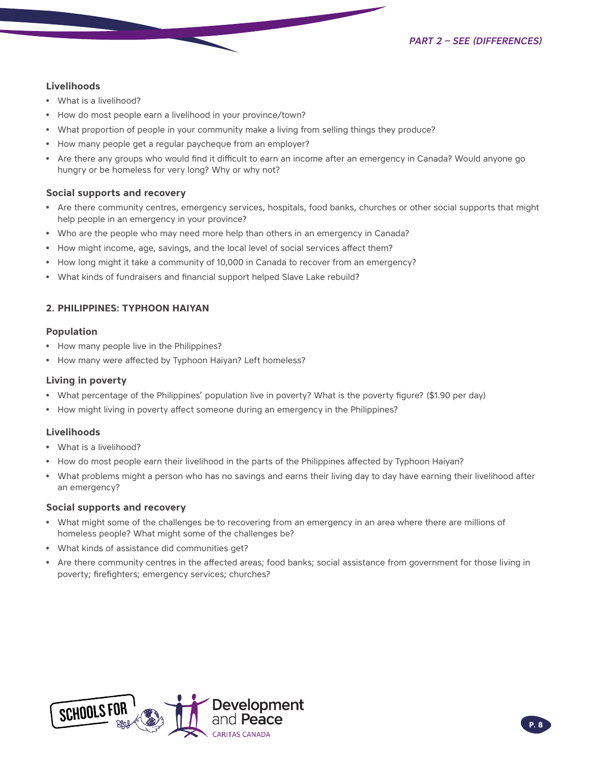### Livelihoods

- What is a livelihood?
- How do most people earn a livelihood in your province/town?
- What proportion of people in your community make a living from selling things they produce?
- How many people get a regular paycheque from an employer?
- Are there any groups who would find it difficult to earn an income after an emergency in Canada? Would anyone go hungry or be homeless for very long? Why or why not?

### Social supports and recovery

- Are there community centres, emergency services, hospitals, food banks, churches or other social supports that might help people in an emergency in your province?
- Who are the people who may need more help than others in an emergency in Canada?
- How might income, age, savings, and the local level of social services affect them?
- How long might it take a community of 10,000 in Canada to recover from an emergency?
- What kinds of fundraisers and financial support helped Slave Lake rebuild?

## 2. PHILIPPINES: TYPHOON HAIYAN

### Population

- How many people live in the Philippines?
- How many were affected by Typhoon Haiyan? Left homeless?

### Living in poverty

- What percentage of the Philippines' population live in poverty? What is the poverty figure? ($1.90 per day)
- How might living in poverty affect someone during an emergency in the Philippines?

### Livelihoods

- What is a livelihood?
- How do most people earn their livelihood in the parts of the Philippines affected by Typhoon Haiyan?
- What problems might a person who has no savings and earns their living day to day have earning their livelihood after an emergency?

### Social supports and recovery

- What might some of the challenges be to recovering from an emergency in an area where there are millions of homeless people? What might some of the challenges be?
- What kinds of assistance did communities get?
- Are there community centres in the affected areas; food banks; social assistance from government for those living in poverty; firefighters; emergency services; churches?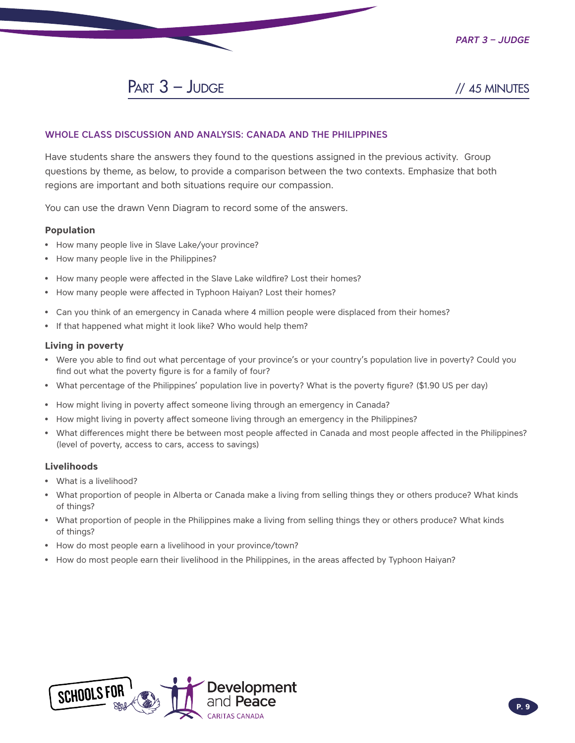## Part 3 – Judge // 45 MINUTES

### WHOLE CLASS DISCUSSION AND ANALYSIS: CANADA AND THE PHILIPPINES

Have students share the answers they found to the questions assigned in the previous activity. Group questions by theme, as below, to provide a comparison between the two contexts. Emphasize that both regions are important and both situations require our compassion.

You can use the drawn Venn Diagram to record some of the answers.

**Population**

- How many people live in Slave Lake/your province?
- How many people live in the Philippines?

- How many people were affected in the Slave Lake wildfire? Lost their homes?
- How many people were affected in Typhoon Haiyan? Lost their homes?

- Can you think of an emergency in Canada where 4 million people were displaced from their homes?
- If that happened what might it look like? Who would help them?

**Living in poverty**

- Were you able to find out what percentage of your province's or your country's population live in poverty? Could you find out what the poverty figure is for a family of four?
- What percentage of the Philippines' population live in poverty? What is the poverty figure? ($1.90 US per day)

- How might living in poverty affect someone living through an emergency in Canada?
- How might living in poverty affect someone living through an emergency in the Philippines?
- What differences might there be between most people affected in Canada and most people affected in the Philippines? (level of poverty, access to cars, access to savings)

**Livelihoods**

- What is a livelihood?
- What proportion of people in Alberta or Canada make a living from selling things they or others produce? What kinds of things?
- What proportion of people in the Philippines make a living from selling things they or others produce? What kinds of things?
- How do most people earn a livelihood in your province/town?
- How do most people earn their livelihood in the Philippines, in the areas affected by Typhoon Haiyan?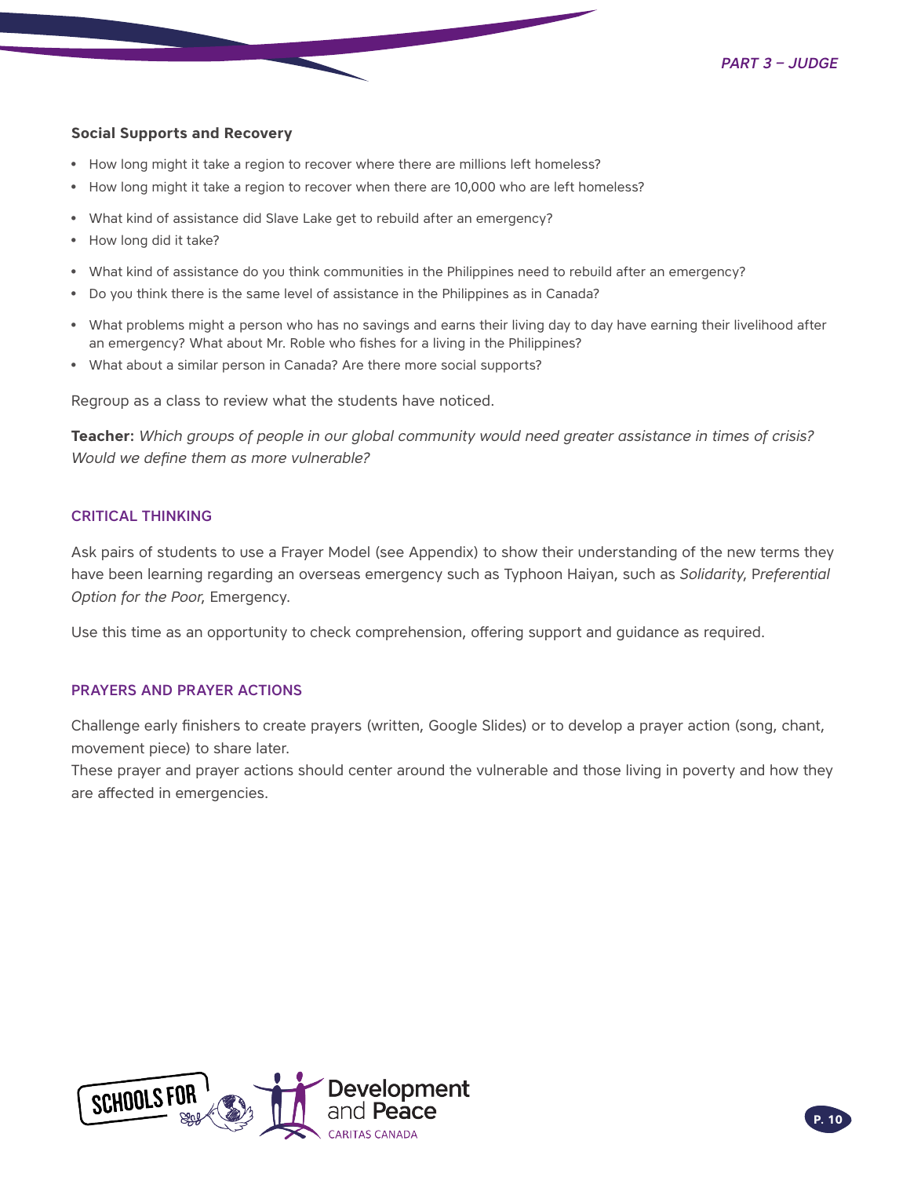### Social Supports and Recovery

- How long might it take a region to recover where there are millions left homeless?
- How long might it take a region to recover when there are 10,000 who are left homeless?

- What kind of assistance did Slave Lake get to rebuild after an emergency?
- How long did it take?

- What kind of assistance do you think communities in the Philippines need to rebuild after an emergency?
- Do you think there is the same level of assistance in the Philippines as in Canada?

- What problems might a person who has no savings and earns their living day to day have earning their livelihood after an emergency? What about Mr. Roble who fishes for a living in the Philippines?
- What about a similar person in Canada? Are there more social supports?

Regroup as a class to review what the students have noticed.

**Teacher:** *Which groups of people in our global community would need greater assistance in times of crisis? Would we define them as more vulnerable?*

## CRITICAL THINKING

Ask pairs of students to use a Frayer Model (see Appendix) to show their understanding of the new terms they have been learning regarding an overseas emergency such as Typhoon Haiyan, such as *Solidarity*, P*referential Option for the Poor*, Emergency.

Use this time as an opportunity to check comprehension, offering support and guidance as required.

## PRAYERS AND PRAYER ACTIONS

Challenge early finishers to create prayers (written, Google Slides) or to develop a prayer action (song, chant, movement piece) to share later.
These prayer and prayer actions should center around the vulnerable and those living in poverty and how they are affected in emergencies.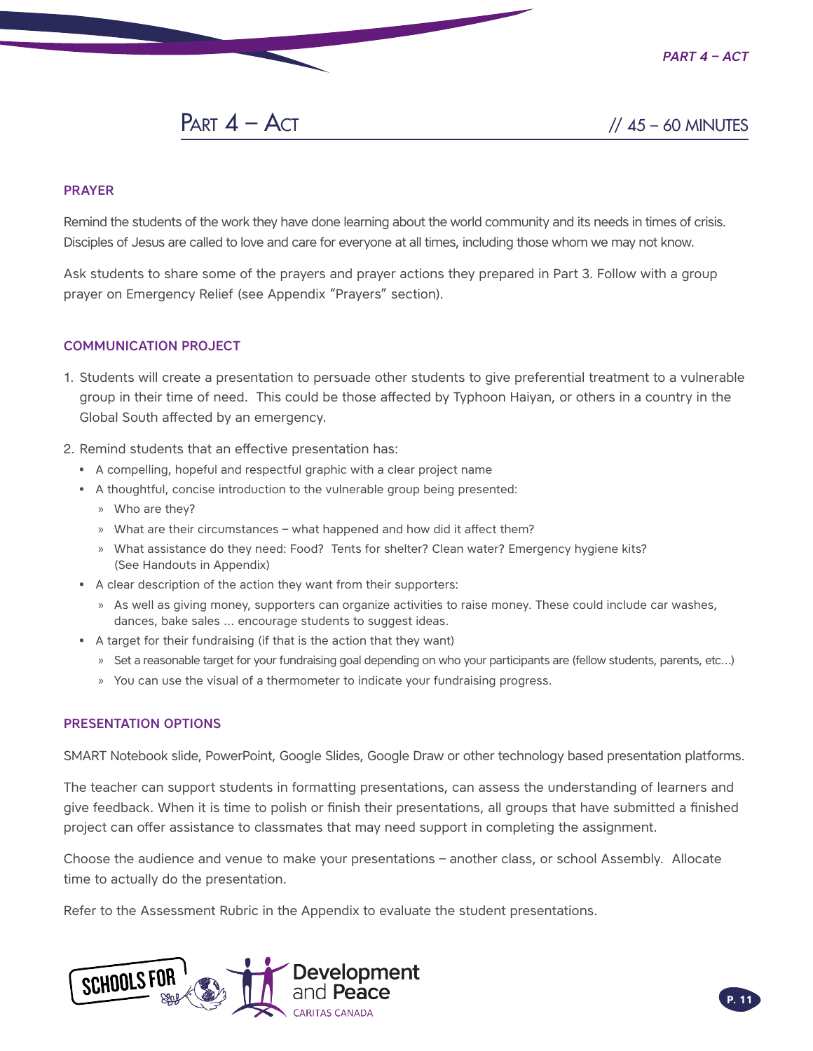# Part 4 – Act // 45 – 60 MINUTES

## PRAYER

Remind the students of the work they have done learning about the world community and its needs in times of crisis. Disciples of Jesus are called to love and care for everyone at all times, including those whom we may not know.

Ask students to share some of the prayers and prayer actions they prepared in Part 3. Follow with a group prayer on Emergency Relief (see Appendix "Prayers" section).

## COMMUNICATION PROJECT

1. Students will create a presentation to persuade other students to give preferential treatment to a vulnerable group in their time of need. This could be those affected by Typhoon Haiyan, or others in a country in the Global South affected by an emergency.
2. Remind students that an effective presentation has:
   - A compelling, hopeful and respectful graphic with a clear project name
   - A thoughtful, concise introduction to the vulnerable group being presented:
     - Who are they?
     - What are their circumstances – what happened and how did it affect them?
     - What assistance do they need: Food? Tents for shelter? Clean water? Emergency hygiene kits? (See Handouts in Appendix)
   - A clear description of the action they want from their supporters:
     - As well as giving money, supporters can organize activities to raise money. These could include car washes, dances, bake sales ... encourage students to suggest ideas.
   - A target for their fundraising (if that is the action that they want)
     - Set a reasonable target for your fundraising goal depending on who your participants are (fellow students, parents, etc...)
     - You can use the visual of a thermometer to indicate your fundraising progress.

## PRESENTATION OPTIONS

SMART Notebook slide, PowerPoint, Google Slides, Google Draw or other technology based presentation platforms.

The teacher can support students in formatting presentations, can assess the understanding of learners and give feedback. When it is time to polish or finish their presentations, all groups that have submitted a finished project can offer assistance to classmates that may need support in completing the assignment.

Choose the audience and venue to make your presentations – another class, or school Assembly. Allocate time to actually do the presentation.

Refer to the Assessment Rubric in the Appendix to evaluate the student presentations.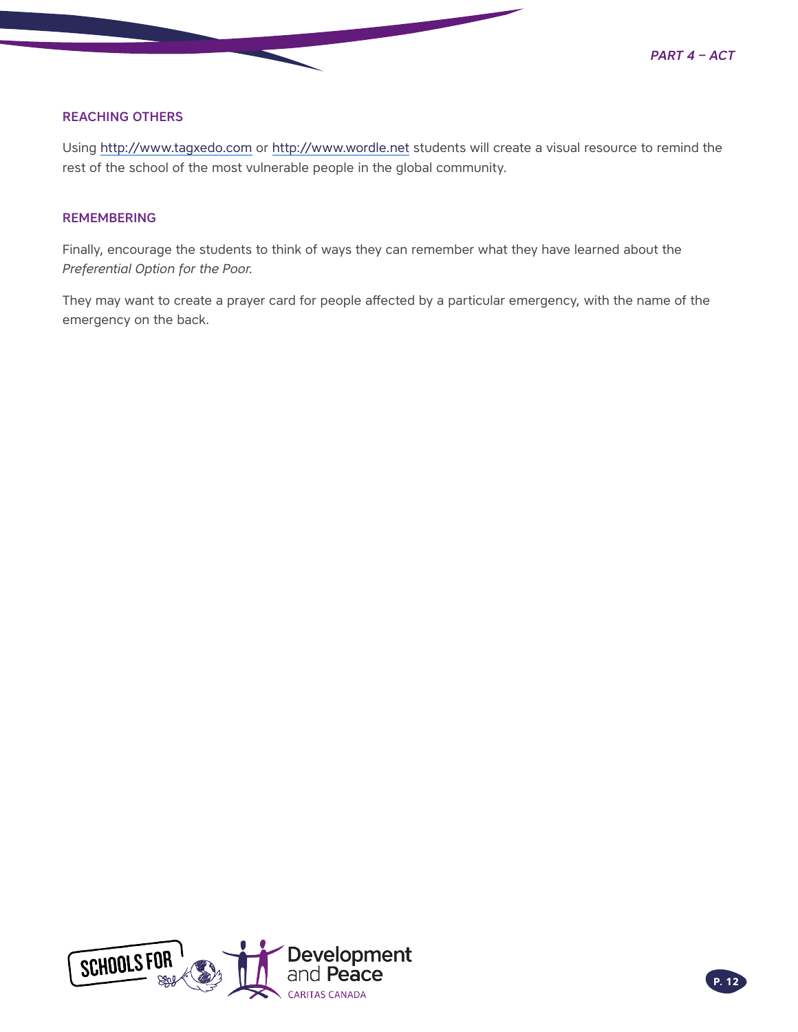### REACHING OTHERS

Using http://www.tagxedo.com or http://www.wordle.net students will create a visual resource to remind the rest of the school of the most vulnerable people in the global community.

### REMEMBERING

Finally, encourage the students to think of ways they can remember what they have learned about the *Preferential Option for the Poor.*

They may want to create a prayer card for people affected by a particular emergency, with the name of the emergency on the back.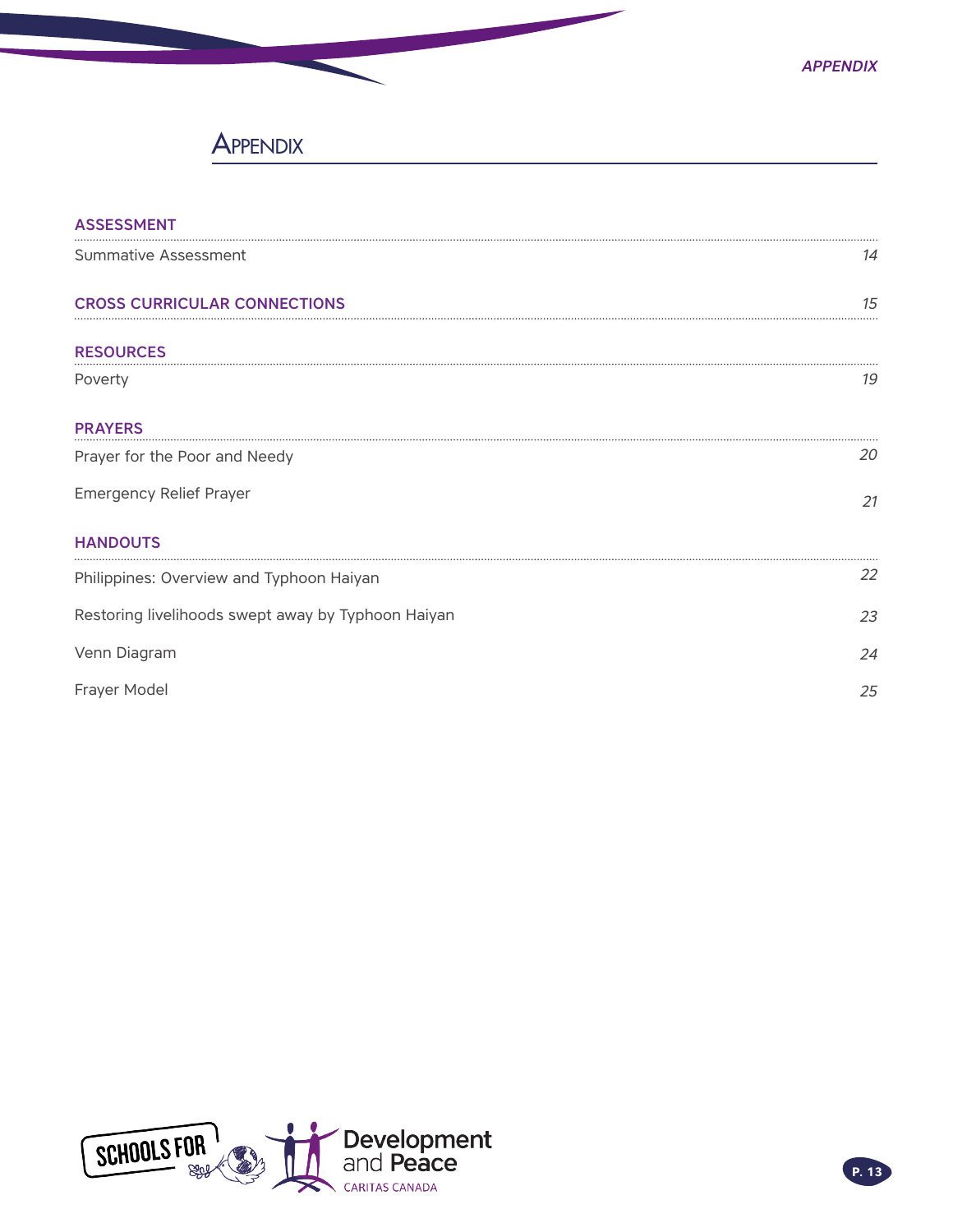# Appendix

## ASSESSMENT

Summative Assessment ... *14*

## CROSS CURRICULAR CONNECTIONS ... *15*

## RESOURCES

Poverty ... *19*

## PRAYERS

Prayer for the Poor and Needy ... *20*

Emergency Relief Prayer ... *21*

## HANDOUTS

Philippines: Overview and Typhoon Haiyan ... *22*

Restoring livelihoods swept away by Typhoon Haiyan ... *23*

Venn Diagram ... *24*

Frayer Model ... *25*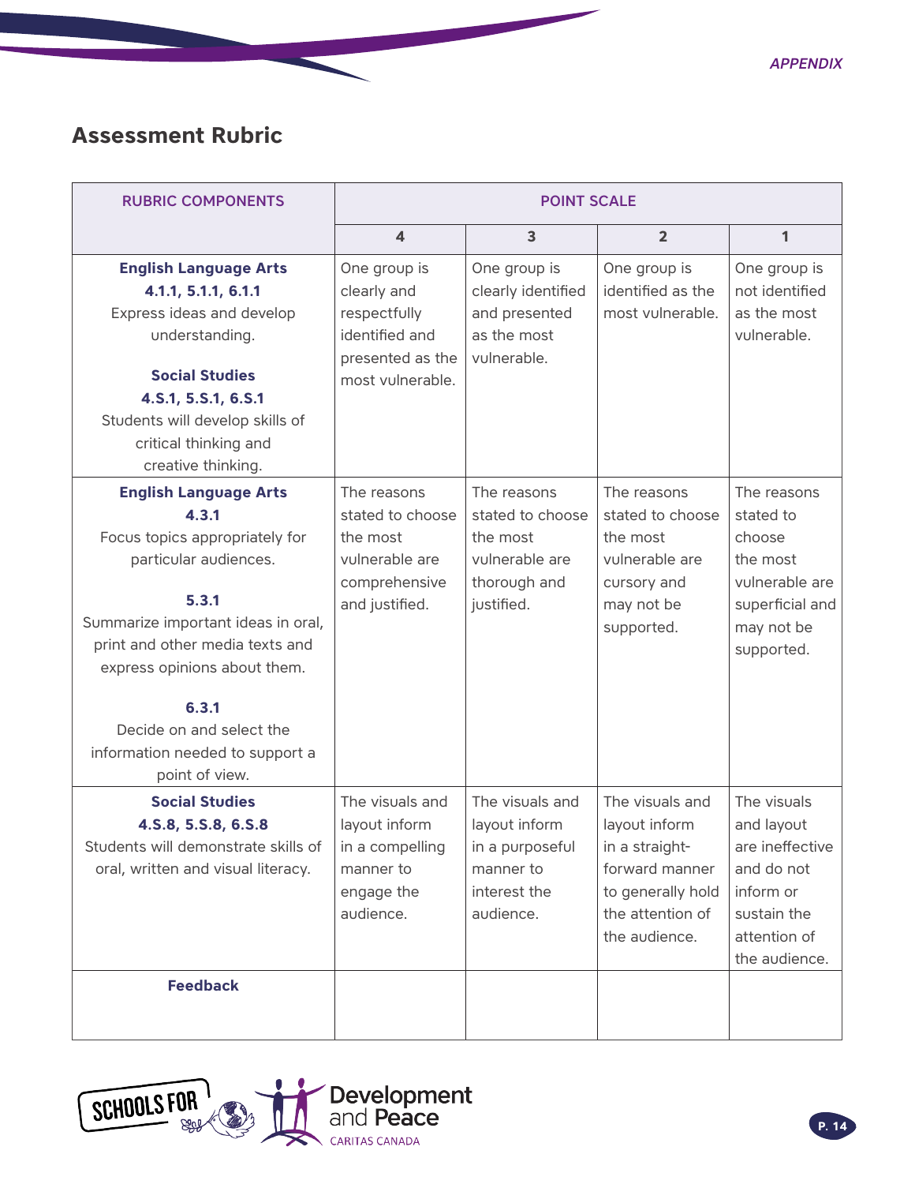## Assessment Rubric

| RUBRIC COMPONENTS | POINT SCALE | | | |
|---|---|---|---|---|
| | 4 | 3 | 2 | 1 |
| **English Language Arts 4.1.1, 5.1.1, 6.1.1** Express ideas and develop understanding. **Social Studies 4.S.1, 5.S.1, 6.S.1** Students will develop skills of critical thinking and creative thinking. | One group is clearly and respectfully identified and presented as the most vulnerable. | One group is clearly identified and presented as the most vulnerable. | One group is identified as the most vulnerable. | One group is not identified as the most vulnerable. |
| **English Language Arts 4.3.1** Focus topics appropriately for particular audiences. **5.3.1** Summarize important ideas in oral, print and other media texts and express opinions about them. **6.3.1** Decide on and select the information needed to support a point of view. | The reasons stated to choose the most vulnerable are comprehensive and justified. | The reasons stated to choose the most vulnerable are thorough and justified. | The reasons stated to choose the most vulnerable are cursory and may not be supported. | The reasons stated to choose the most vulnerable are superficial and may not be supported. |
| **Social Studies 4.S.8, 5.S.8, 6.S.8** Students will demonstrate skills of oral, written and visual literacy. | The visuals and layout inform in a compelling manner to engage the audience. | The visuals and layout inform in a purposeful manner to interest the audience. | The visuals and layout inform in a straight-forward manner to generally hold the attention of the audience. | The visuals and layout are ineffective and do not inform or sustain the attention of the audience. |
| **Feedback** | | | | |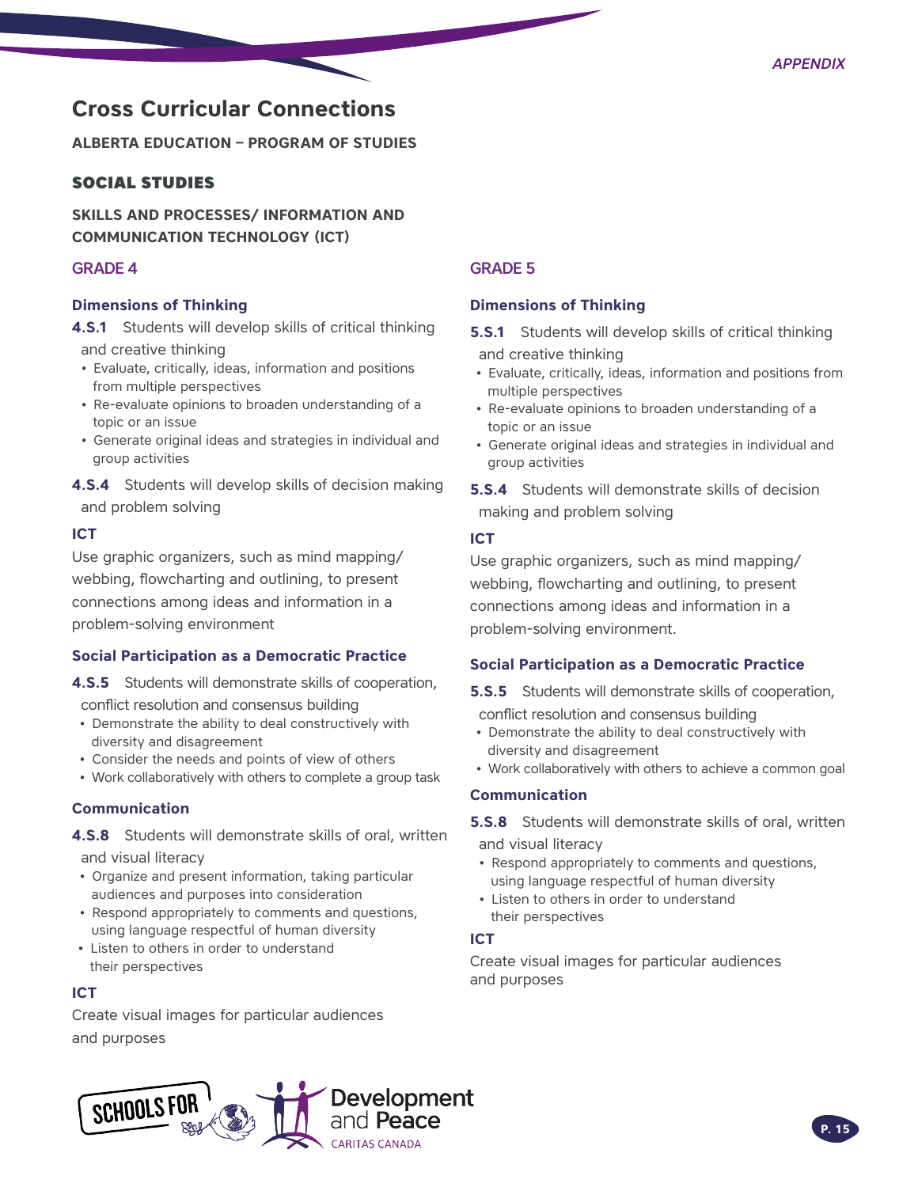# Cross Curricular Connections

**ALBERTA EDUCATION – PROGRAM OF STUDIES**

## SOCIAL STUDIES

### SKILLS AND PROCESSES/ INFORMATION AND COMMUNICATION TECHNOLOGY (ICT)

### GRADE 4

#### Dimensions of Thinking

**4.S.1** Students will develop skills of critical thinking and creative thinking

- Evaluate, critically, ideas, information and positions from multiple perspectives
- Re-evaluate opinions to broaden understanding of a topic or an issue
- Generate original ideas and strategies in individual and group activities

**4.S.4** Students will develop skills of decision making and problem solving

#### ICT

Use graphic organizers, such as mind mapping/ webbing, flowcharting and outlining, to present connections among ideas and information in a problem-solving environment

#### Social Participation as a Democratic Practice

**4.S.5** Students will demonstrate skills of cooperation, conflict resolution and consensus building

- Demonstrate the ability to deal constructively with diversity and disagreement
- Consider the needs and points of view of others
- Work collaboratively with others to complete a group task

#### Communication

**4.S.8** Students will demonstrate skills of oral, written and visual literacy

- Organize and present information, taking particular audiences and purposes into consideration
- Respond appropriately to comments and questions, using language respectful of human diversity
- Listen to others in order to understand their perspectives

#### ICT

Create visual images for particular audiences and purposes

### GRADE 5

#### Dimensions of Thinking

**5.S.1** Students will develop skills of critical thinking and creative thinking

- Evaluate, critically, ideas, information and positions from multiple perspectives
- Re-evaluate opinions to broaden understanding of a topic or an issue
- Generate original ideas and strategies in individual and group activities

**5.S.4** Students will demonstrate skills of decision making and problem solving

#### ICT

Use graphic organizers, such as mind mapping/ webbing, flowcharting and outlining, to present connections among ideas and information in a problem-solving environment.

#### Social Participation as a Democratic Practice

**5.S.5** Students will demonstrate skills of cooperation, conflict resolution and consensus building

- Demonstrate the ability to deal constructively with diversity and disagreement
- Work collaboratively with others to achieve a common goal

#### Communication

**5.S.8** Students will demonstrate skills of oral, written and visual literacy

- Respond appropriately to comments and questions, using language respectful of human diversity
- Listen to others in order to understand their perspectives

#### ICT

Create visual images for particular audiences and purposes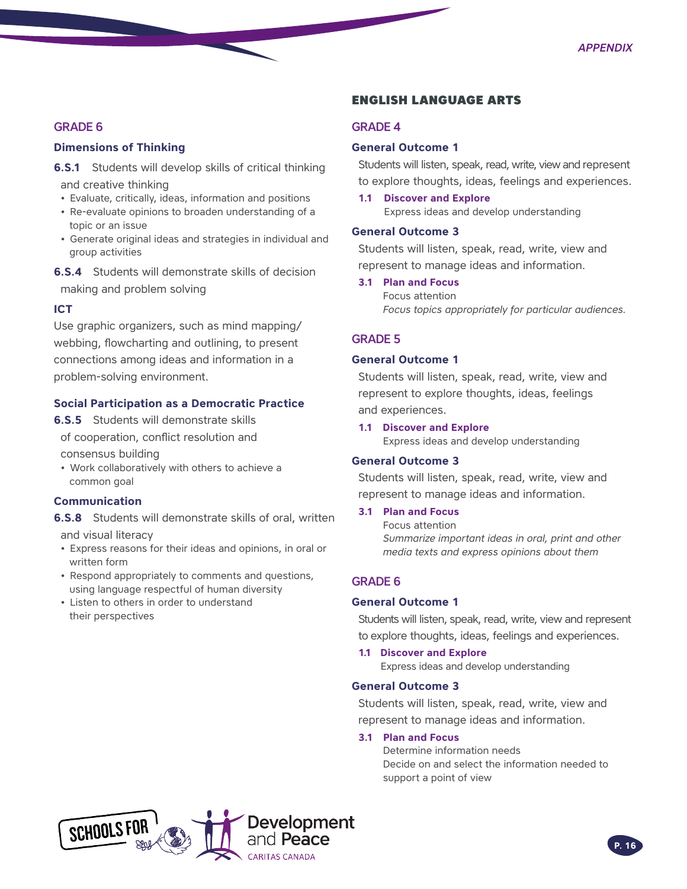## GRADE 6

### Dimensions of Thinking

**6.S.1** Students will develop skills of critical thinking and creative thinking

- Evaluate, critically, ideas, information and positions
- Re-evaluate opinions to broaden understanding of a topic or an issue
- Generate original ideas and strategies in individual and group activities

**6.S.4** Students will demonstrate skills of decision making and problem solving

### ICT

Use graphic organizers, such as mind mapping/webbing, flowcharting and outlining, to present connections among ideas and information in a problem-solving environment.

### Social Participation as a Democratic Practice

**6.S.5** Students will demonstrate skills of cooperation, conflict resolution and consensus building

- Work collaboratively with others to achieve a common goal

### Communication

**6.S.8** Students will demonstrate skills of oral, written and visual literacy

- Express reasons for their ideas and opinions, in oral or written form
- Respond appropriately to comments and questions, using language respectful of human diversity
- Listen to others in order to understand their perspectives

# ENGLISH LANGUAGE ARTS

## GRADE 4

### General Outcome 1

Students will listen, speak, read, write, view and represent to explore thoughts, ideas, feelings and experiences.

**1.1 Discover and Explore**
Express ideas and develop understanding

### General Outcome 3

Students will listen, speak, read, write, view and represent to manage ideas and information.

**3.1 Plan and Focus**
Focus attention
*Focus topics appropriately for particular audiences.*

## GRADE 5

### General Outcome 1

Students will listen, speak, read, write, view and represent to explore thoughts, ideas, feelings and experiences.

**1.1 Discover and Explore**
Express ideas and develop understanding

### General Outcome 3

Students will listen, speak, read, write, view and represent to manage ideas and information.

**3.1 Plan and Focus**
Focus attention
*Summarize important ideas in oral, print and other media texts and express opinions about them*

## GRADE 6

### General Outcome 1

Students will listen, speak, read, write, view and represent to explore thoughts, ideas, feelings and experiences.

**1.1 Discover and Explore**
Express ideas and develop understanding

### General Outcome 3

Students will listen, speak, read, write, view and represent to manage ideas and information.

**3.1 Plan and Focus**
Determine information needs
Decide on and select the information needed to support a point of view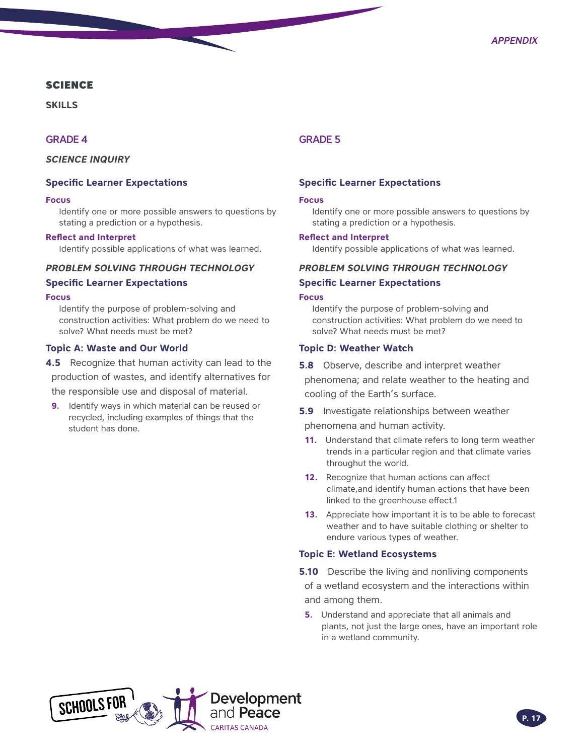# SCIENCE

## SKILLS

### GRADE 4

***SCIENCE INQUIRY***

**Specific Learner Expectations**

**Focus**

Identify one or more possible answers to questions by stating a prediction or a hypothesis.

**Reflect and Interpret**

Identify possible applications of what was learned.

***PROBLEM SOLVING THROUGH TECHNOLOGY***

**Specific Learner Expectations**

**Focus**

Identify the purpose of problem-solving and construction activities: What problem do we need to solve? What needs must be met?

**Topic A: Waste and Our World**

**4.5** Recognize that human activity can lead to the production of wastes, and identify alternatives for the responsible use and disposal of material.

**9.** Identify ways in which material can be reused or recycled, including examples of things that the student has done.

### GRADE 5

**Specific Learner Expectations**

**Focus**

Identify one or more possible answers to questions by stating a prediction or a hypothesis.

**Reflect and Interpret**

Identify possible applications of what was learned.

***PROBLEM SOLVING THROUGH TECHNOLOGY***

**Specific Learner Expectations**

**Focus**

Identify the purpose of problem-solving and construction activities: What problem do we need to solve? What needs must be met?

**Topic D: Weather Watch**

**5.8** Observe, describe and interpret weather phenomena; and relate weather to the heating and cooling of the Earth's surface.

**5.9** Investigate relationships between weather phenomena and human activity.

**11.** Understand that climate refers to long term weather trends in a particular region and that climate varies throughut the world.

**12.** Recognize that human actions can affect climate,and identify human actions that have been linked to the greenhouse effect.1

**13.** Appreciate how important it is to be able to forecast weather and to have suitable clothing or shelter to endure various types of weather.

**Topic E: Wetland Ecosystems**

**5.10** Describe the living and nonliving components of a wetland ecosystem and the interactions within and among them.

**5.** Understand and appreciate that all animals and plants, not just the large ones, have an important role in a wetland community.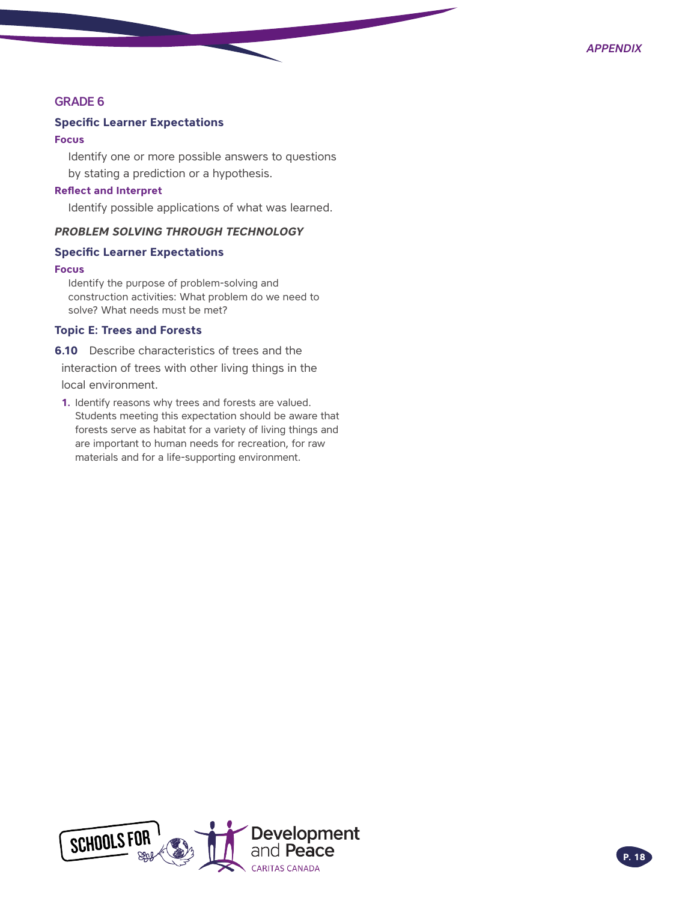## GRADE 6

### Specific Learner Expectations

**Focus**

Identify one or more possible answers to questions by stating a prediction or a hypothesis.

**Reflect and Interpret**

Identify possible applications of what was learned.

***PROBLEM SOLVING THROUGH TECHNOLOGY***

### Specific Learner Expectations

**Focus**

Identify the purpose of problem-solving and construction activities: What problem do we need to solve? What needs must be met?

### Topic E: Trees and Forests

**6.10** Describe characteristics of trees and the interaction of trees with other living things in the local environment.

1. Identify reasons why trees and forests are valued. Students meeting this expectation should be aware that forests serve as habitat for a variety of living things and are important to human needs for recreation, for raw materials and for a life-supporting environment.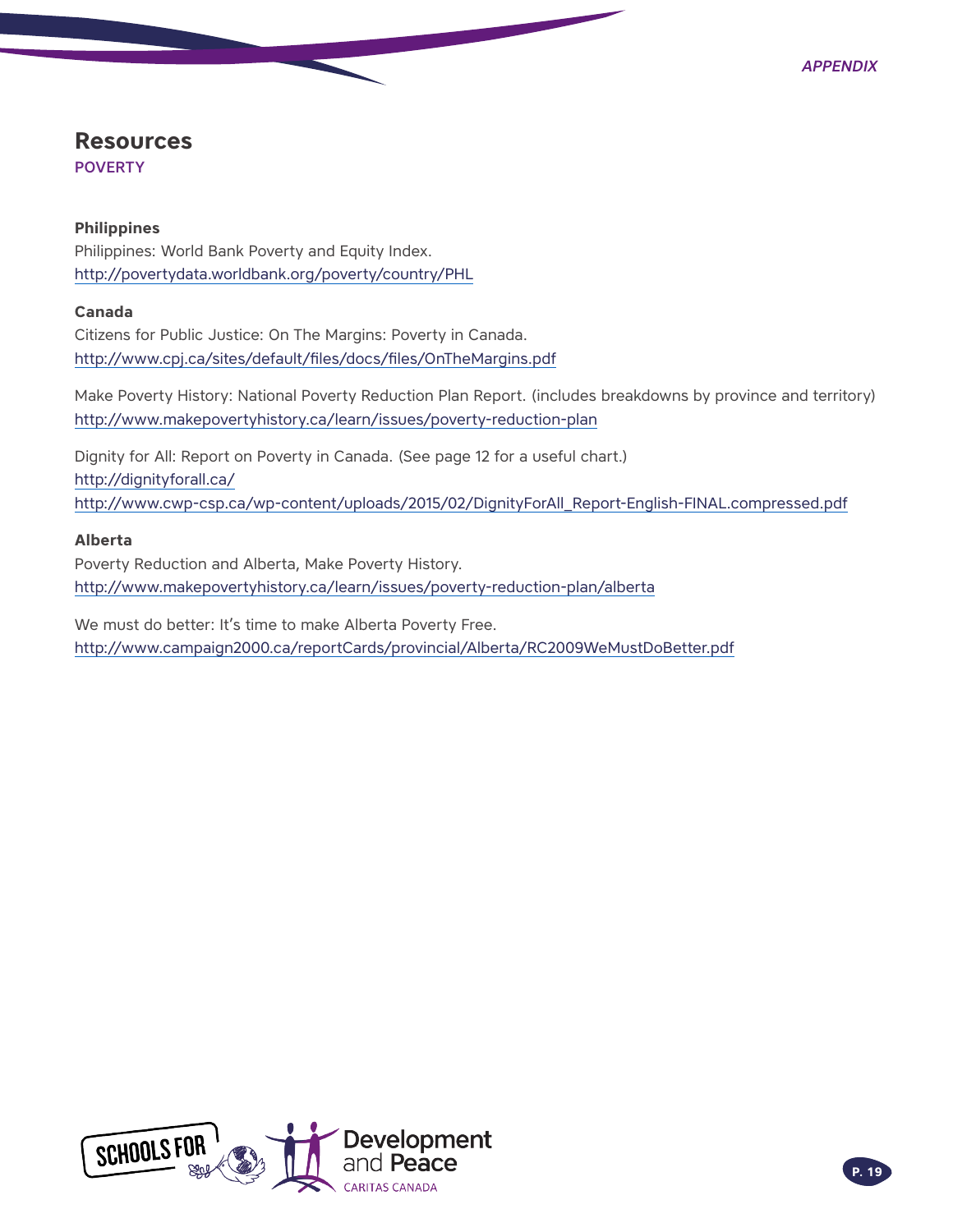# Resources

## POVERTY

### Philippines

Philippines: World Bank Poverty and Equity Index.
http://povertydata.worldbank.org/poverty/country/PHL

### Canada

Citizens for Public Justice: On The Margins: Poverty in Canada.
http://www.cpj.ca/sites/default/files/docs/files/OnTheMargins.pdf

Make Poverty History: National Poverty Reduction Plan Report. (includes breakdowns by province and territory)
http://www.makepovertyhistory.ca/learn/issues/poverty-reduction-plan

Dignity for All: Report on Poverty in Canada. (See page 12 for a useful chart.)
http://dignityforall.ca/
http://www.cwp-csp.ca/wp-content/uploads/2015/02/DignityForAll_Report-English-FINAL.compressed.pdf

### Alberta

Poverty Reduction and Alberta, Make Poverty History.
http://www.makepovertyhistory.ca/learn/issues/poverty-reduction-plan/alberta

We must do better: It's time to make Alberta Poverty Free.
http://www.campaign2000.ca/reportCards/provincial/Alberta/RC2009WeMustDoBetter.pdf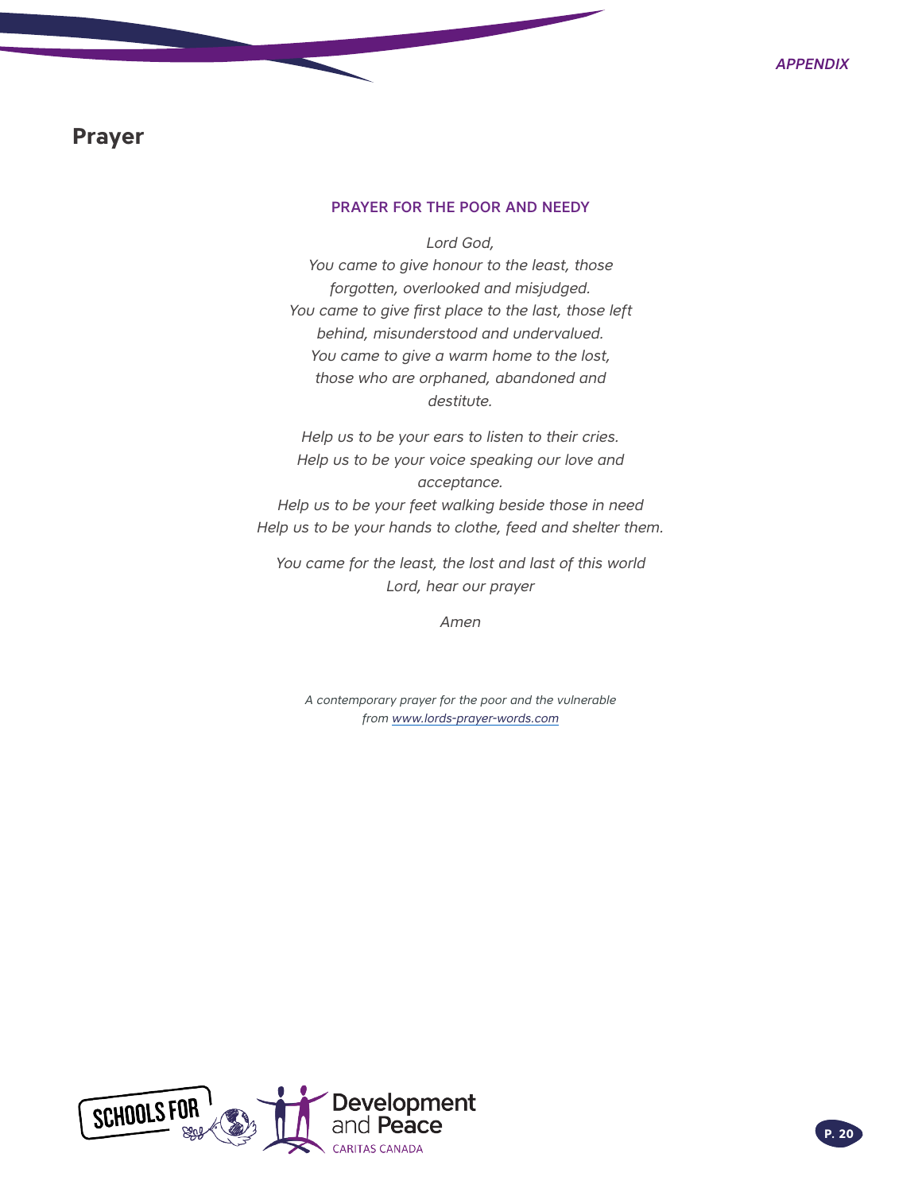# Prayer

### PRAYER FOR THE POOR AND NEEDY

*Lord God,*
*You came to give honour to the least, those forgotten, overlooked and misjudged.*
*You came to give first place to the last, those left behind, misunderstood and undervalued.*
*You came to give a warm home to the lost, those who are orphaned, abandoned and destitute.*

*Help us to be your ears to listen to their cries.*
*Help us to be your voice speaking our love and acceptance.*
*Help us to be your feet walking beside those in need*
*Help us to be your hands to clothe, feed and shelter them.*

*You came for the least, the lost and last of this world*
*Lord, hear our prayer*

*Amen*

*A contemporary prayer for the poor and the vulnerable from [www.lords-prayer-words.com](www.lords-prayer-words.com)*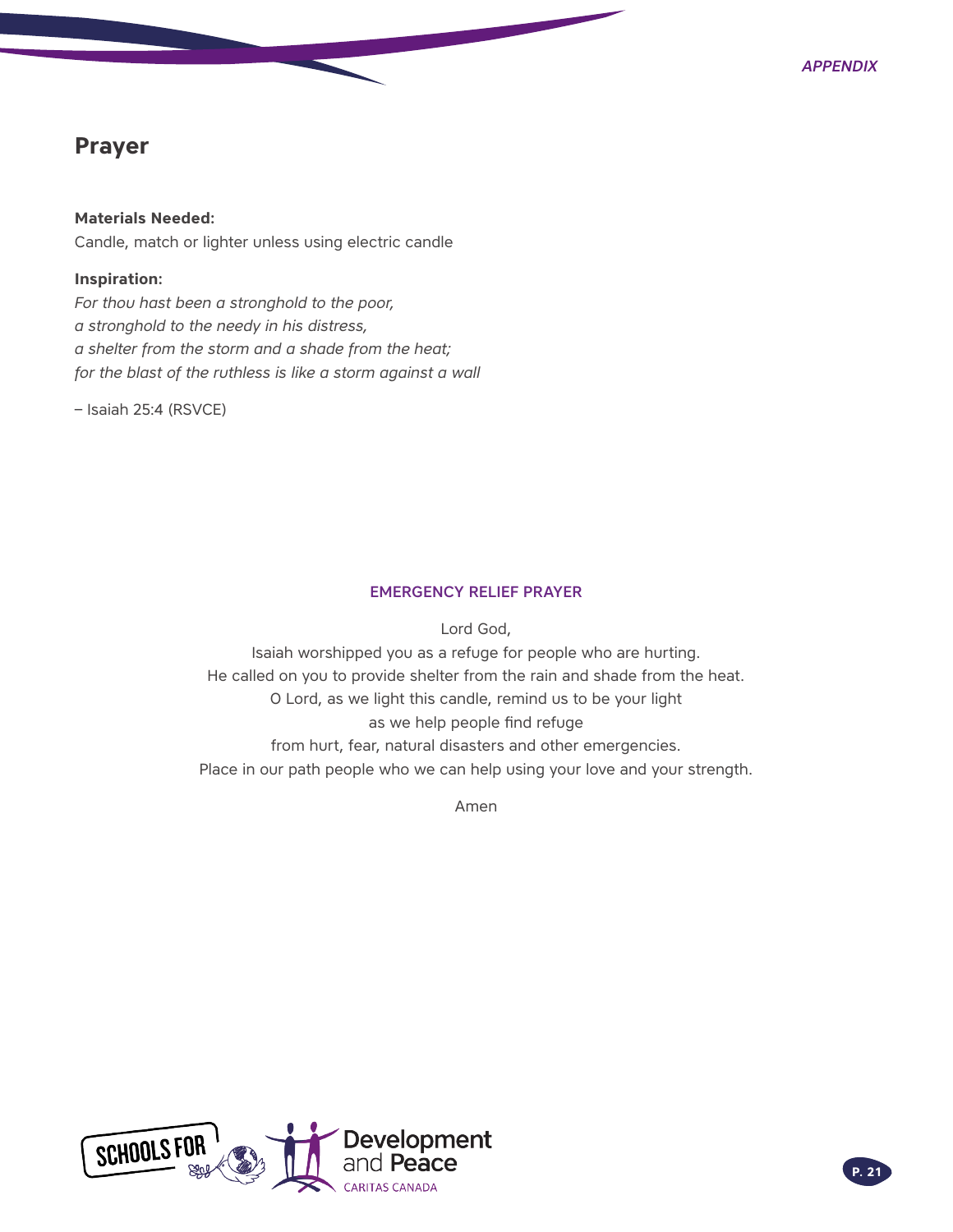# Prayer

**Materials Needed:**
Candle, match or lighter unless using electric candle

**Inspiration:**
*For thou hast been a stronghold to the poor,*
*a stronghold to the needy in his distress,*
*a shelter from the storm and a shade from the heat;*
*for the blast of the ruthless is like a storm against a wall*

– Isaiah 25:4 (RSVCE)

## EMERGENCY RELIEF PRAYER

Lord God,
Isaiah worshipped you as a refuge for people who are hurting.
He called on you to provide shelter from the rain and shade from the heat.
O Lord, as we light this candle, remind us to be your light
as we help people find refuge
from hurt, fear, natural disasters and other emergencies.
Place in our path people who we can help using your love and your strength.

Amen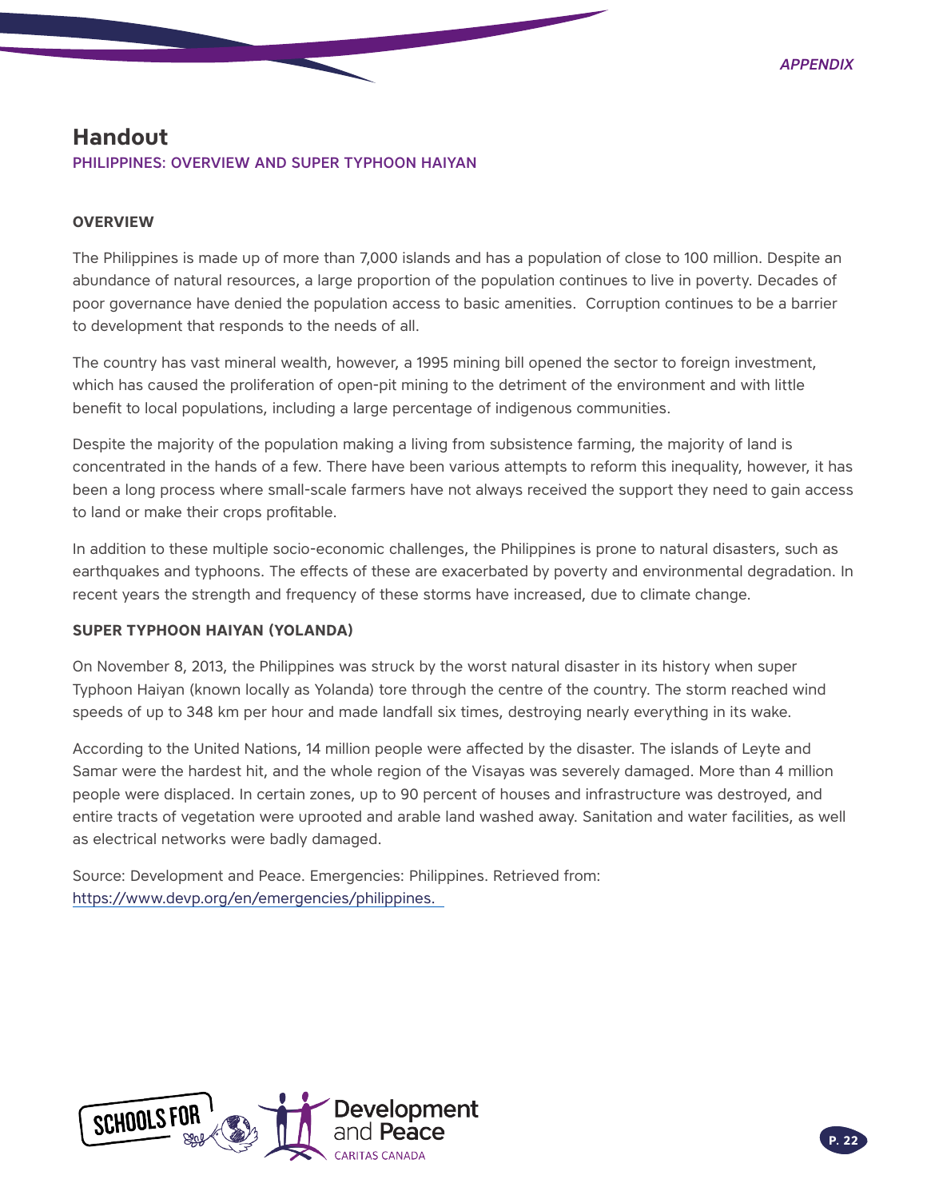# Handout

## PHILIPPINES: OVERVIEW AND SUPER TYPHOON HAIYAN

### OVERVIEW

The Philippines is made up of more than 7,000 islands and has a population of close to 100 million. Despite an abundance of natural resources, a large proportion of the population continues to live in poverty. Decades of poor governance have denied the population access to basic amenities.  Corruption continues to be a barrier to development that responds to the needs of all.

The country has vast mineral wealth, however, a 1995 mining bill opened the sector to foreign investment, which has caused the proliferation of open-pit mining to the detriment of the environment and with little benefit to local populations, including a large percentage of indigenous communities.

Despite the majority of the population making a living from subsistence farming, the majority of land is concentrated in the hands of a few. There have been various attempts to reform this inequality, however, it has been a long process where small-scale farmers have not always received the support they need to gain access to land or make their crops profitable.

In addition to these multiple socio-economic challenges, the Philippines is prone to natural disasters, such as earthquakes and typhoons. The effects of these are exacerbated by poverty and environmental degradation. In recent years the strength and frequency of these storms have increased, due to climate change.

### SUPER TYPHOON HAIYAN (YOLANDA)

On November 8, 2013, the Philippines was struck by the worst natural disaster in its history when super Typhoon Haiyan (known locally as Yolanda) tore through the centre of the country. The storm reached wind speeds of up to 348 km per hour and made landfall six times, destroying nearly everything in its wake.

According to the United Nations, 14 million people were affected by the disaster. The islands of Leyte and Samar were the hardest hit, and the whole region of the Visayas was severely damaged. More than 4 million people were displaced. In certain zones, up to 90 percent of houses and infrastructure was destroyed, and entire tracts of vegetation were uprooted and arable land washed away. Sanitation and water facilities, as well as electrical networks were badly damaged.

Source: Development and Peace. Emergencies: Philippines. Retrieved from: https://www.devp.org/en/emergencies/philippines.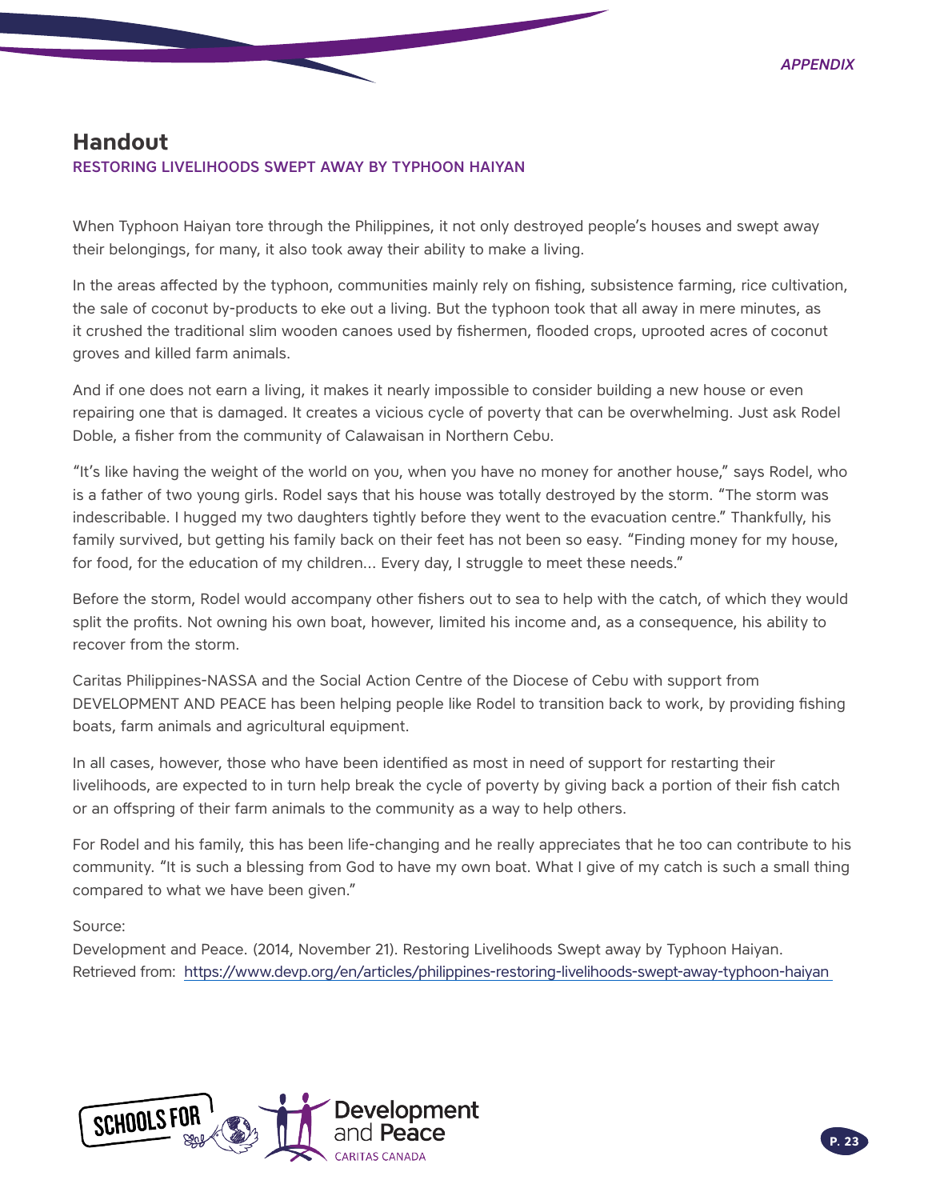## Handout

### RESTORING LIVELIHOODS SWEPT AWAY BY TYPHOON HAIYAN

When Typhoon Haiyan tore through the Philippines, it not only destroyed people's houses and swept away their belongings, for many, it also took away their ability to make a living.

In the areas affected by the typhoon, communities mainly rely on fishing, subsistence farming, rice cultivation, the sale of coconut by-products to eke out a living. But the typhoon took that all away in mere minutes, as it crushed the traditional slim wooden canoes used by fishermen, flooded crops, uprooted acres of coconut groves and killed farm animals.

And if one does not earn a living, it makes it nearly impossible to consider building a new house or even repairing one that is damaged. It creates a vicious cycle of poverty that can be overwhelming. Just ask Rodel Doble, a fisher from the community of Calawaisan in Northern Cebu.

"It's like having the weight of the world on you, when you have no money for another house," says Rodel, who is a father of two young girls. Rodel says that his house was totally destroyed by the storm. "The storm was indescribable. I hugged my two daughters tightly before they went to the evacuation centre." Thankfully, his family survived, but getting his family back on their feet has not been so easy. "Finding money for my house, for food, for the education of my children... Every day, I struggle to meet these needs."

Before the storm, Rodel would accompany other fishers out to sea to help with the catch, of which they would split the profits. Not owning his own boat, however, limited his income and, as a consequence, his ability to recover from the storm.

Caritas Philippines-NASSA and the Social Action Centre of the Diocese of Cebu with support from DEVELOPMENT AND PEACE has been helping people like Rodel to transition back to work, by providing fishing boats, farm animals and agricultural equipment.

In all cases, however, those who have been identified as most in need of support for restarting their livelihoods, are expected to in turn help break the cycle of poverty by giving back a portion of their fish catch or an offspring of their farm animals to the community as a way to help others.

For Rodel and his family, this has been life-changing and he really appreciates that he too can contribute to his community. "It is such a blessing from God to have my own boat. What I give of my catch is such a small thing compared to what we have been given."

Source:
Development and Peace. (2014, November 21). Restoring Livelihoods Swept away by Typhoon Haiyan. Retrieved from: https://www.devp.org/en/articles/philippines-restoring-livelihoods-swept-away-typhoon-haiyan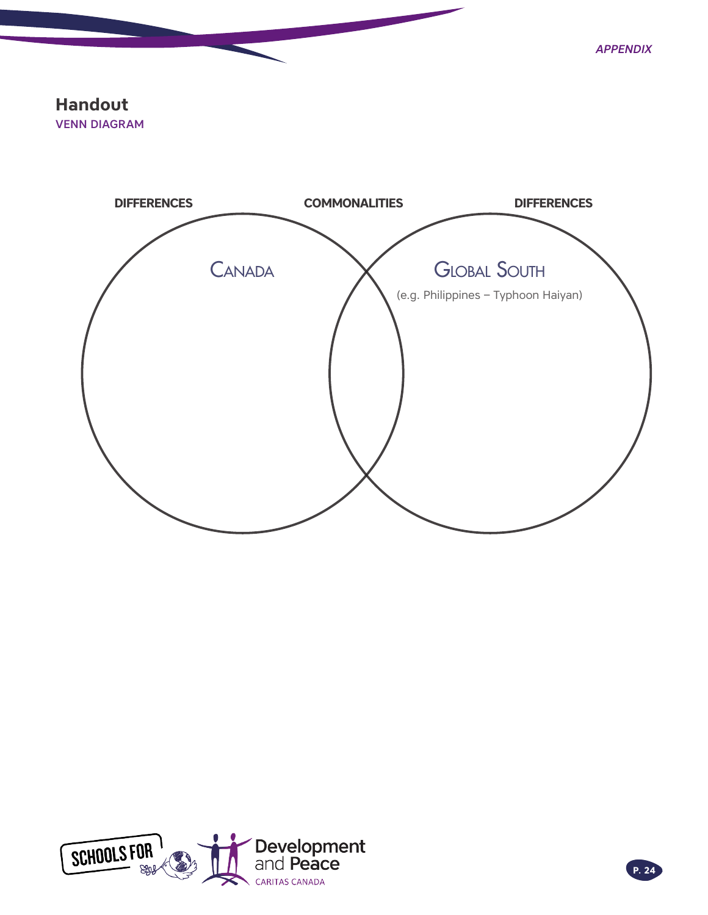## Handout

VENN DIAGRAM

**DIFFERENCES** **COMMONALITIES** **DIFFERENCES**

CANADA

GLOBAL SOUTH

(e.g. Philippines – Typhoon Haiyan)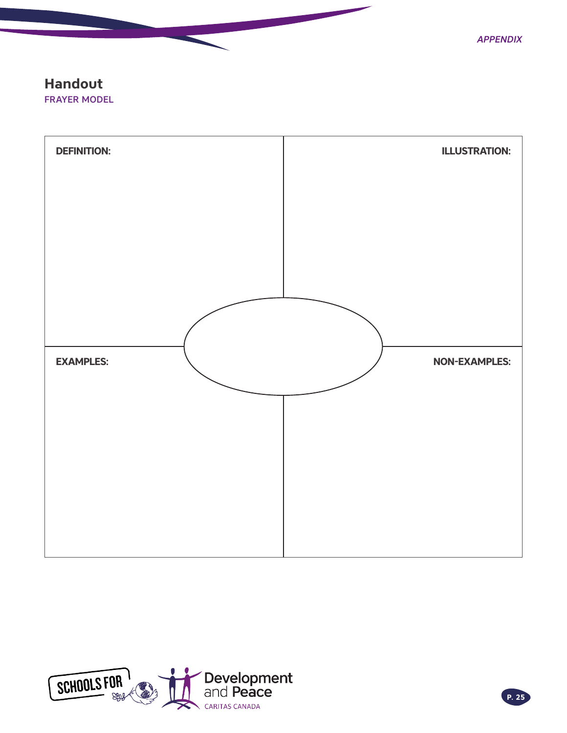## Handout

FRAYER MODEL

| | |
|---|---|
| **DEFINITION:** | **ILLUSTRATION:** |
| **EXAMPLES:** | **NON-EXAMPLES:** |